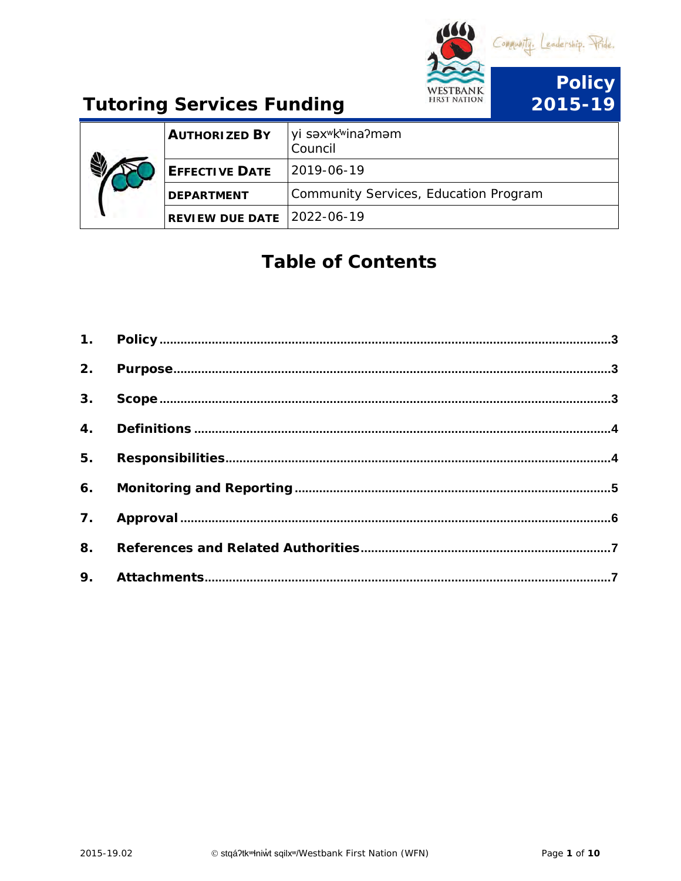# Tutoring Services Funding

Community. Leadership. Pride.

**Policy 2015-19**

| | |
|---|---|
| **AUTHORIZED BY** | yi səxʷkʷinaʔməm Council |
| **EFFECTIVE DATE** | 2019-06-19 |
| **DEPARTMENT** | Community Services, Education Program |
| **REVIEW DUE DATE** | 2022-06-19 |

## Table of Contents

1. **Policy** .......... 3
2. **Purpose** .......... 3
3. **Scope** .......... 3
4. **Definitions** .......... 4
5. **Responsibilities** .......... 4
6. **Monitoring and Reporting** .......... 5
7. **Approval** .......... 6
8. **References and Related Authorities** .......... 7
9. **Attachments** .......... 7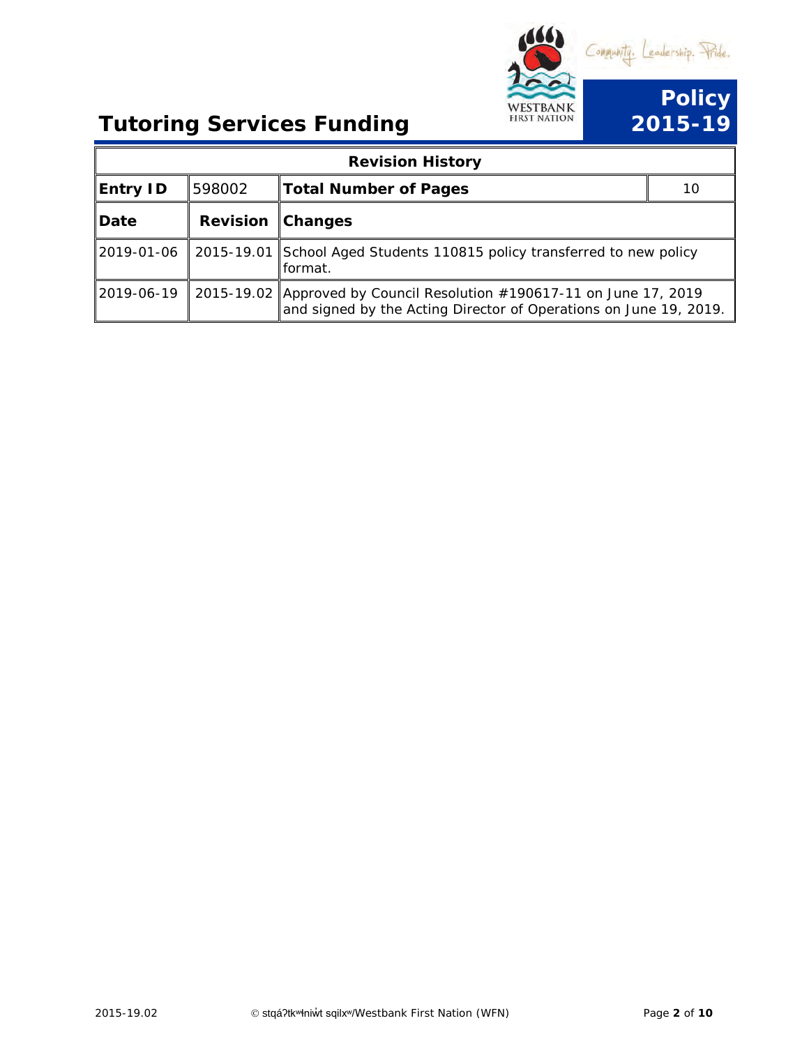# Tutoring Services Funding

**Policy 2015-19**

| Revision History | | | |
|---|---|---|---|
| **Entry ID** | 598002 | **Total Number of Pages** | 10 |
| **Date** | **Revision** | **Changes** | |
| 2019-01-06 | 2015-19.01 | School Aged Students 110815 policy transferred to new policy format. | |
| 2019-06-19 | 2015-19.02 | Approved by Council Resolution #190617-11 on June 17, 2019 and signed by the Acting Director of Operations on June 19, 2019. | |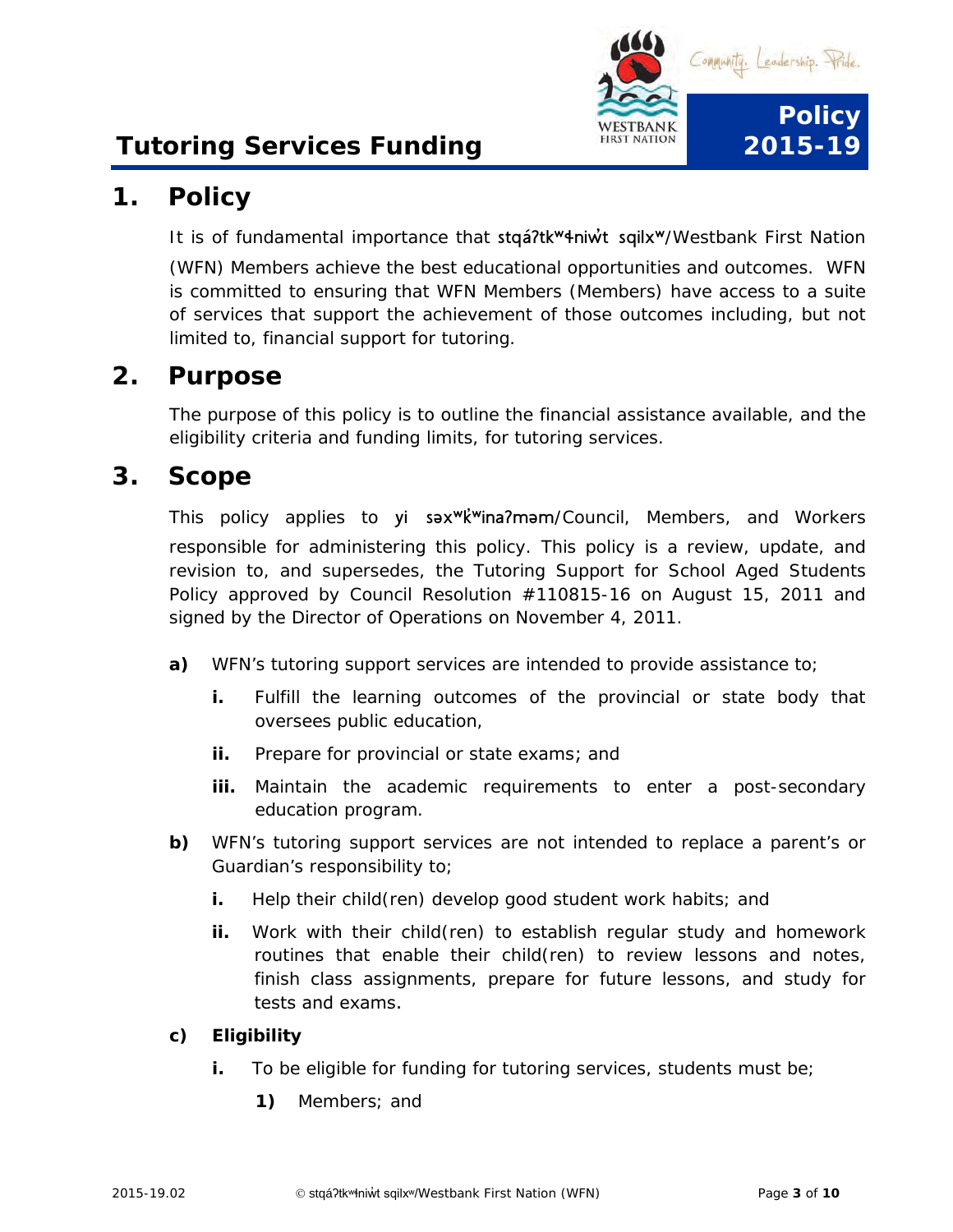# Tutoring Services Funding

Policy 2015-19

## 1. Policy

It is of fundamental importance that stqáʔtkʷɬniw̓t sqilxʷ/Westbank First Nation (WFN) Members achieve the best educational opportunities and outcomes. WFN is committed to ensuring that WFN Members (Members) have access to a suite of services that support the achievement of those outcomes including, but not limited to, financial support for tutoring.

## 2. Purpose

The purpose of this policy is to outline the financial assistance available, and the eligibility criteria and funding limits, for tutoring services.

## 3. Scope

This policy applies to yi səxʷk̓ʷinaʔməm/Council, Members, and Workers responsible for administering this policy. This policy is a review, update, and revision to, and supersedes, the Tutoring Support for School Aged Students Policy approved by Council Resolution #110815-16 on August 15, 2011 and signed by the Director of Operations on November 4, 2011.

**a)** WFN's tutoring support services are intended to provide assistance to;

- **i.** Fulfill the learning outcomes of the provincial or state body that oversees public education,
- **ii.** Prepare for provincial or state exams; and
- **iii.** Maintain the academic requirements to enter a post-secondary education program.

**b)** WFN's tutoring support services are not intended to replace a parent's or Guardian's responsibility to;

- **i.** Help their child(ren) develop good student work habits; and
- **ii.** Work with their child(ren) to establish regular study and homework routines that enable their child(ren) to review lessons and notes, finish class assignments, prepare for future lessons, and study for tests and exams.

**c) Eligibility**

- **i.** To be eligible for funding for tutoring services, students must be;
  - **1)** Members; and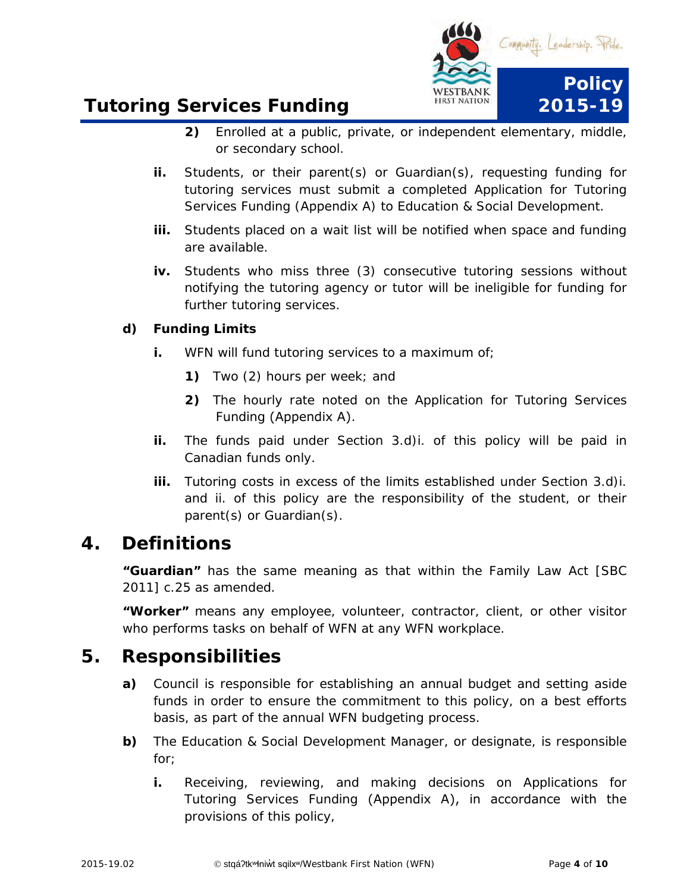2) Enrolled at a public, private, or independent elementary, middle, or secondary school.

ii. Students, or their parent(s) or Guardian(s), requesting funding for tutoring services must submit a completed Application for Tutoring Services Funding (Appendix A) to Education & Social Development.

iii. Students placed on a wait list will be notified when space and funding are available.

iv. Students who miss three (3) consecutive tutoring sessions without notifying the tutoring agency or tutor will be ineligible for funding for further tutoring services.

**d) Funding Limits**

i. WFN will fund tutoring services to a maximum of;

1) Two (2) hours per week; and

2) The hourly rate noted on the Application for Tutoring Services Funding (Appendix A).

ii. The funds paid under Section 3.d)i. of this policy will be paid in Canadian funds only.

iii. Tutoring costs in excess of the limits established under Section 3.d)i. and ii. of this policy are the responsibility of the student, or their parent(s) or Guardian(s).

## 4. Definitions

**"Guardian"** has the same meaning as that within the Family Law Act [SBC 2011] c.25 as amended.

**"Worker"** means any employee, volunteer, contractor, client, or other visitor who performs tasks on behalf of WFN at any WFN workplace.

## 5. Responsibilities

a) Council is responsible for establishing an annual budget and setting aside funds in order to ensure the commitment to this policy, on a best efforts basis, as part of the annual WFN budgeting process.

b) The Education & Social Development Manager, or designate, is responsible for;

i. Receiving, reviewing, and making decisions on Applications for Tutoring Services Funding (Appendix A), in accordance with the provisions of this policy,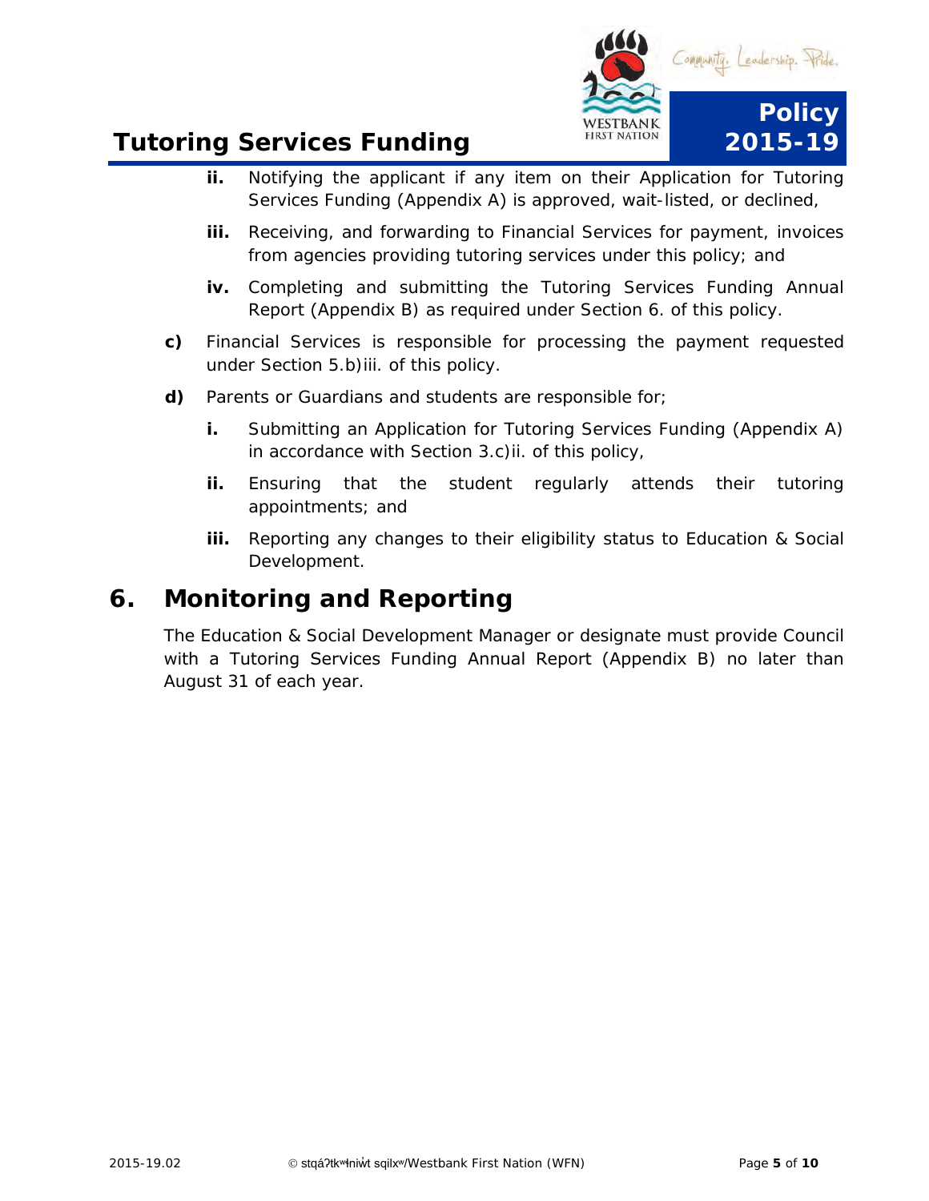ii. Notifying the applicant if any item on their Application for Tutoring Services Funding (Appendix A) is approved, wait-listed, or declined,

iii. Receiving, and forwarding to Financial Services for payment, invoices from agencies providing tutoring services under this policy; and

iv. Completing and submitting the Tutoring Services Funding Annual Report (Appendix B) as required under Section 6. of this policy.

**c)** Financial Services is responsible for processing the payment requested under Section 5.b)iii. of this policy.

**d)** Parents or Guardians and students are responsible for;

i. Submitting an Application for Tutoring Services Funding (Appendix A) in accordance with Section 3.c)ii. of this policy,

ii. Ensuring that the student regularly attends their tutoring appointments; and

iii. Reporting any changes to their eligibility status to Education & Social Development.

## 6. Monitoring and Reporting

The Education & Social Development Manager or designate must provide Council with a Tutoring Services Funding Annual Report (Appendix B) no later than August 31 of each year.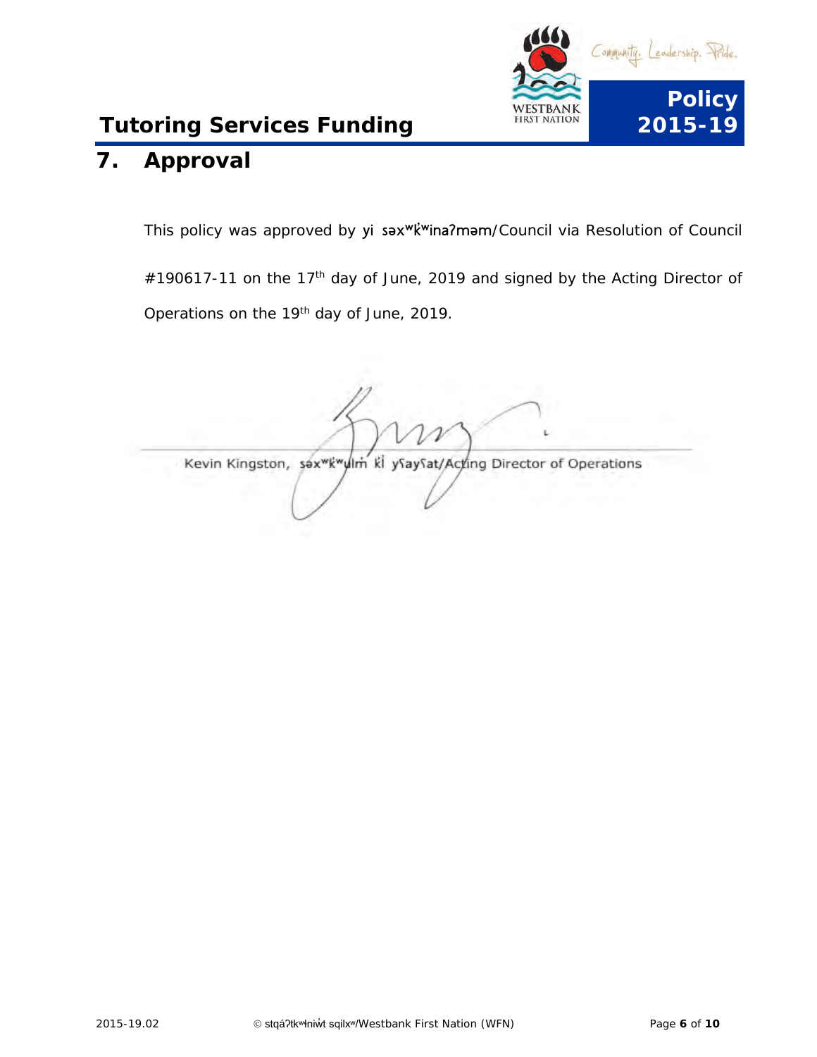## 7. Approval

This policy was approved by yi səxʷk̓ʷinaʔməm/Council via Resolution of Council #190617-11 on the 17th day of June, 2019 and signed by the Acting Director of Operations on the 19th day of June, 2019.

Kevin Kingston, səxʷk̓ʷulm̓ k̓l yʕayʕat/Acting Director of Operations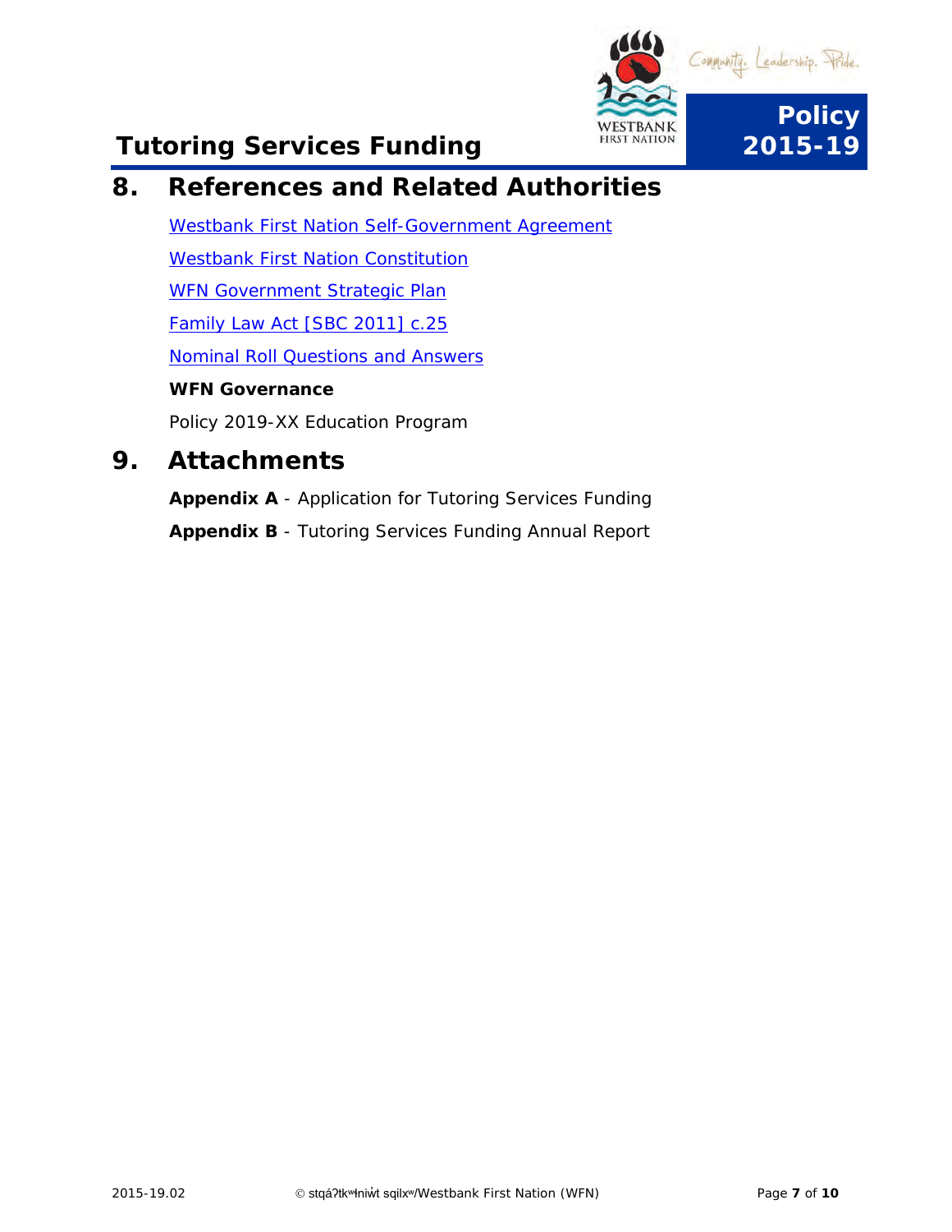## 8. References and Related Authorities

Westbank First Nation Self-Government Agreement

Westbank First Nation Constitution

WFN Government Strategic Plan

Family Law Act [SBC 2011] c.25

Nominal Roll Questions and Answers

**WFN Governance**

Policy 2019-XX Education Program

## 9. Attachments

**Appendix A** - Application for Tutoring Services Funding

**Appendix B** - Tutoring Services Funding Annual Report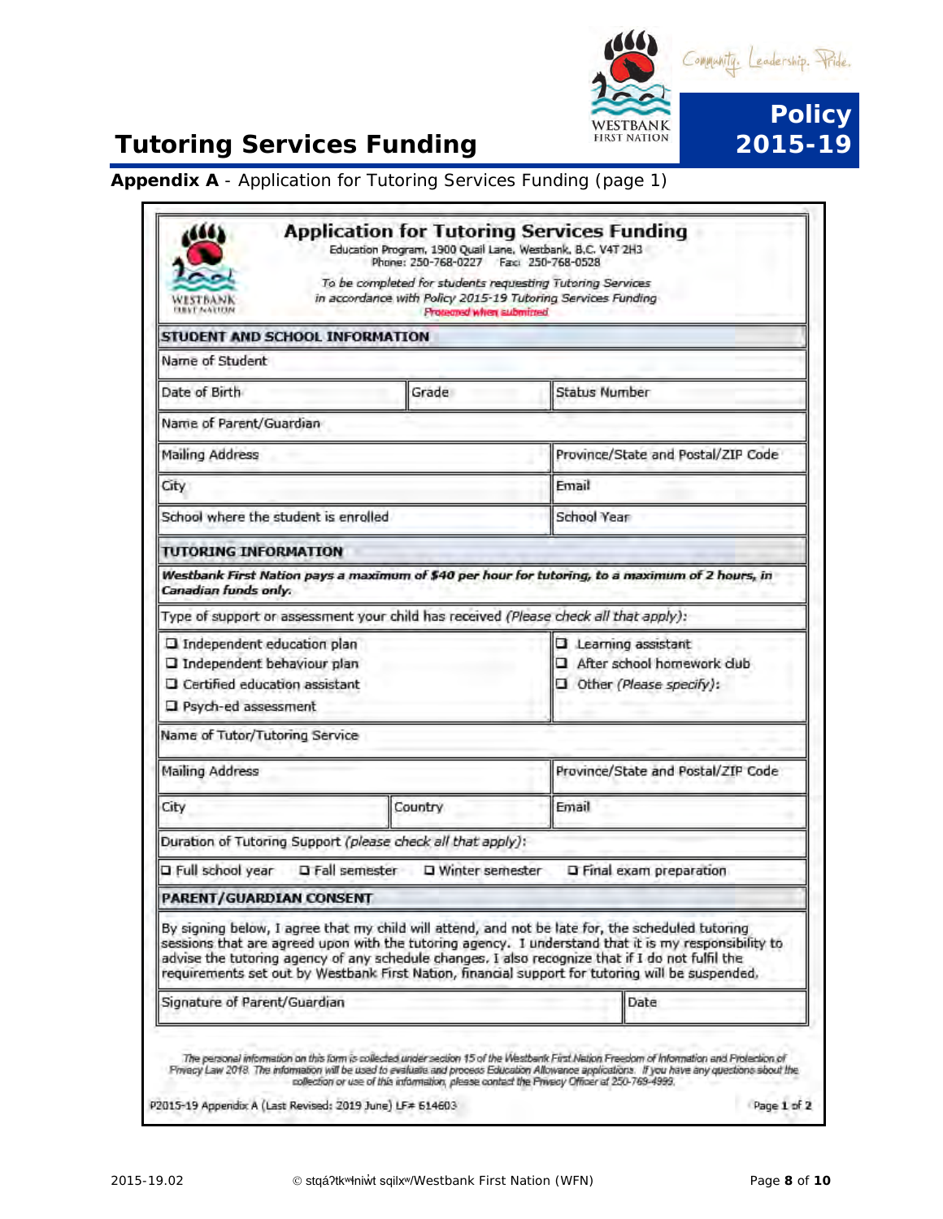# Tutoring Services Funding

**Policy 2015-19**

**Appendix A** - Application for Tutoring Services Funding (page 1)

## Application for Tutoring Services Funding

Education Program, 1900 Quail Lane, Westbank, B.C. V4T 2H3
Phone: 250-768-0227 Fax: 250-768-0528

*To be completed for students requesting Tutoring Services in accordance with Policy 2015-19 Tutoring Services Funding*

Protected when submitted

**STUDENT AND SCHOOL INFORMATION**

| Name of Student | | |
|---|---|---|
| Date of Birth | Grade | Status Number |
| Name of Parent/Guardian | | |
| Mailing Address | | Province/State and Postal/ZIP Code |
| City | | Email |
| School where the student is enrolled | | School Year |

**TUTORING INFORMATION**

***Westbank First Nation pays a maximum of $40 per hour for tutoring, to a maximum of 2 hours, in Canadian funds only.***

Type of support or assessment your child has received *(Please check all that apply)*:

- ☐ Independent education plan
- ☐ Independent behaviour plan
- ☐ Certified education assistant
- ☐ Psych-ed assessment
- ☐ Learning assistant
- ☐ After school homework club
- ☐ Other *(Please specify)*:

| Name of Tutor/Tutoring Service | | |
|---|---|---|
| Mailing Address | | Province/State and Postal/ZIP Code |
| City | Country | Email |

Duration of Tutoring Support *(please check all that apply)*:

☐ Full school year ☐ Fall semester ☐ Winter semester ☐ Final exam preparation

**PARENT/GUARDIAN CONSENT**

By signing below, I agree that my child will attend, and not be late for, the scheduled tutoring sessions that are agreed upon with the tutoring agency. I understand that it is my responsibility to advise the tutoring agency of any schedule changes. I also recognize that if I do not fulfil the requirements set out by Westbank First Nation, financial support for tutoring will be suspended.

| Signature of Parent/Guardian | Date |
|---|---|

The personal information on this form is collected under section 15 of the Westbank First Nation Freedom of Information and Protection of Privacy Law 2018. The information will be used to evaluate and process Education Allowance applications. If you have any questions about the collection or use of this information, please contact the Privacy Officer at 250-769-4999.

P2015-19 Appendix A (Last Revised: 2019 June) LF# 614603 Page 1 of 2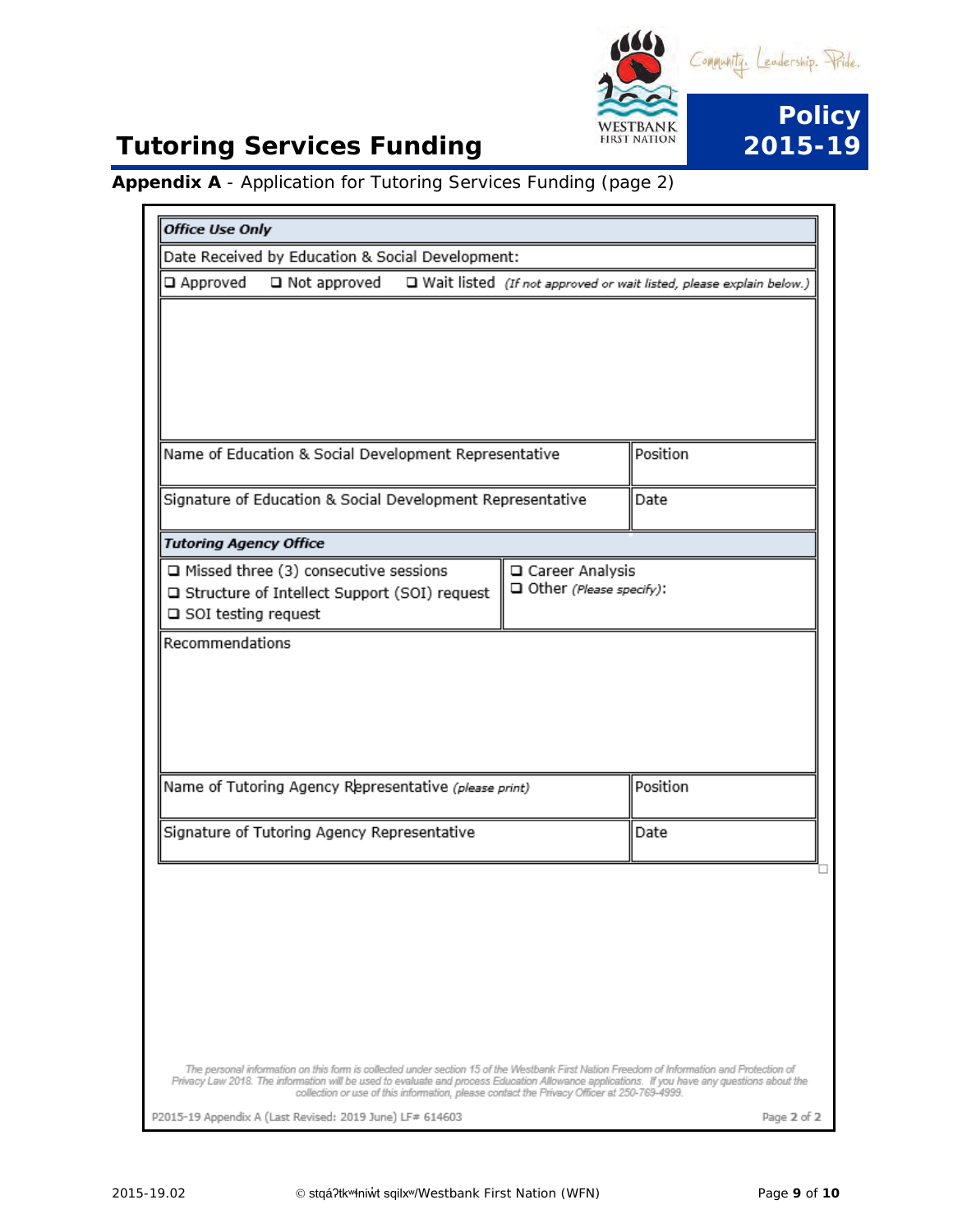# Tutoring Services Funding

**Policy 2015-19**

**Appendix A** - Application for Tutoring Services Funding (page 2)

| ***Office Use Only*** | |
|---|---|
| Date Received by Education & Social Development: | |
| ❑ Approved ❑ Not approved ❑ Wait listed *(If not approved or wait listed, please explain below.)* | |
| | |
| Name of Education & Social Development Representative | Position |
| Signature of Education & Social Development Representative | Date |
| ***Tutoring Agency Office*** | |
| ❑ Missed three (3) consecutive sessions<br>❑ Structure of Intellect Support (SOI) request<br>❑ SOI testing request | ❑ Career Analysis<br>❑ Other *(Please specify)*: |
| Recommendations | |
| Name of Tutoring Agency Representative *(please print)* | Position |
| Signature of Tutoring Agency Representative | Date |

The personal information on this form is collected under section 15 of the Westbank First Nation Freedom of Information and Protection of Privacy Law 2018. The information will be used to evaluate and process Education Allowance applications. If you have any questions about the collection or use of this information, please contact the Privacy Officer at 250-769-4999.

P2015-19 Appendix A (Last Revised: 2019 June) LF# 614603

Page 2 of 2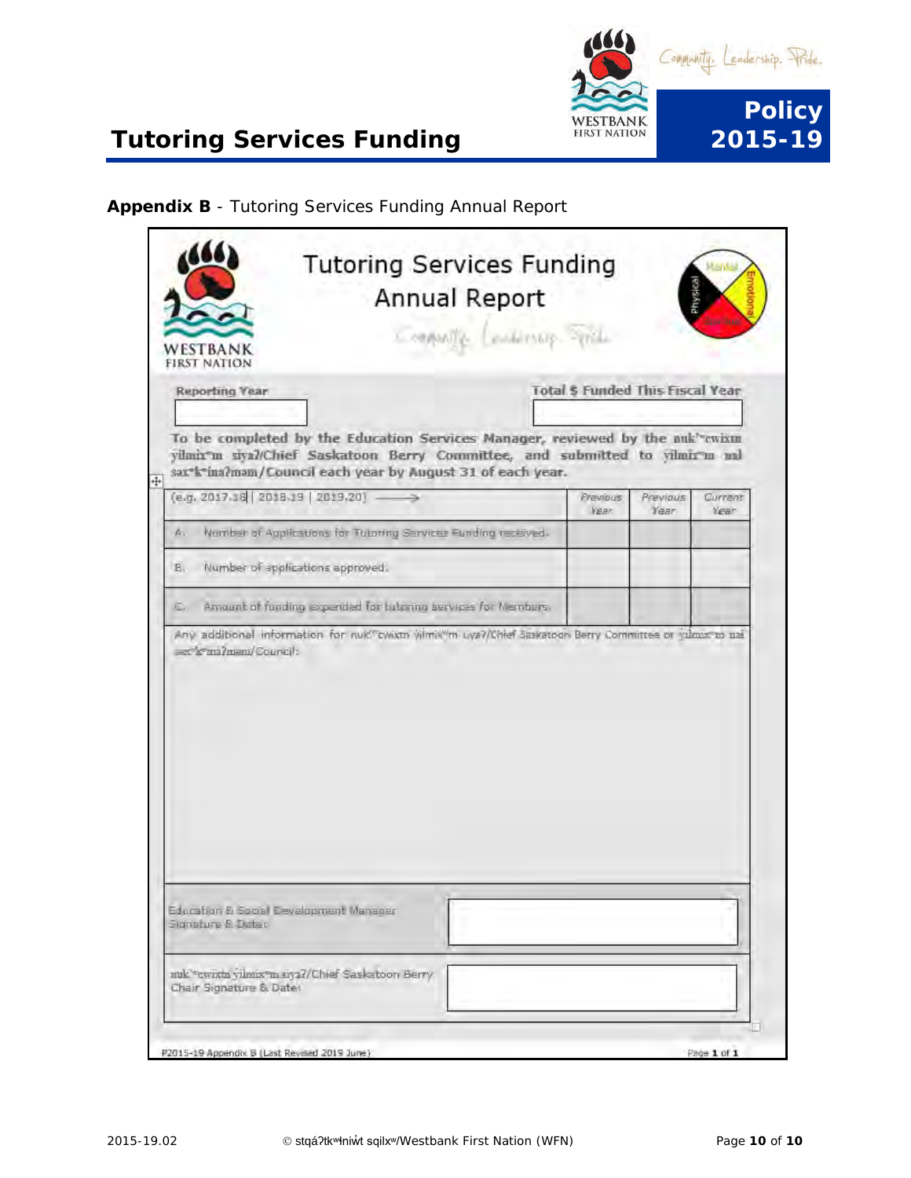## Appendix B - Tutoring Services Funding Annual Report

# Tutoring Services Funding Annual Report

Community. Leadership. Pride.

| Reporting Year | Total $ Funded This Fiscal Year |
| --- | --- |
| | |

To be completed by the Education Services Manager, reviewed by the nuk'ʷcwixm yilmixʷm siyaʔ/Chief Saskatoon Berry Committee, and submitted to yilmixʷm nal sacʷkʷinaʔmam/Council each year by August 31 of each year.

| (e.g. 2017.18 \| 2018.19 \| 2019.20) → | Previous Year | Previous Year | Current Year |
| --- | --- | --- | --- |
| A. Number of Applications for Tutoring Services Funding received. | | | |
| B. Number of applications approved. | | | |
| C. Amount of funding expended for tutoring services for Members. | | | |

Any additional information for nuk'ʷcwixm yilmixʷm siyaʔ/Chief Saskatoon Berry Committee or yilmixʷm nal sacʷkʷinaʔmam/Council:

| | |
| --- | --- |
| Education & Social Development Manager Signature & Date: | |
| nuk'ʷcwixm yilmixʷm siyaʔ/Chief Saskatoon Berry Chair Signature & Date: | |

P2015-19 Appendix B (Last Revised 2019 June)

2015-19.02